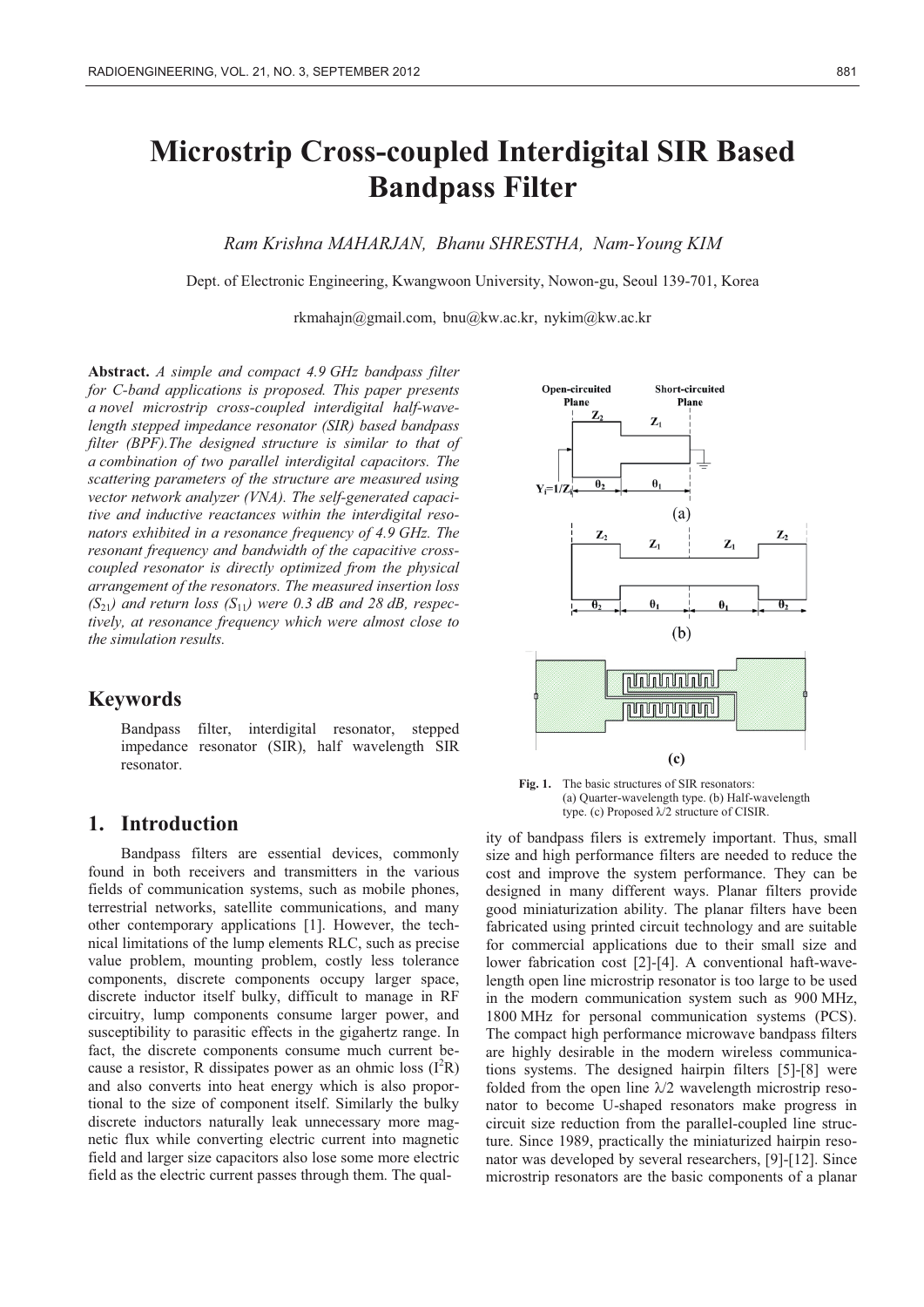# Microstrip Cross-coupled Interdigital SIR Based Bandpass Filter

*Ram Krishna MAHARJAN, Bhanu SHRESTHA, Nam-Young KIM*

Dept. of Electronic Engineering, Kwangwoon University, Nowon-gu, Seoul 139-701, Korea

rkmahajn@gmail.com, bnu@kw.ac.kr, nykim@kw.ac.kr

**Abstract.** *A simple and compact 4.9 GHz bandpass filter for C-band applications is proposed. This paper presents a novel microstrip cross-coupled interdigital half-wavelength stepped impedance resonator (SIR) based bandpass filter (BPF).The designed structure is similar to that of a combination of two parallel interdigital capacitors. The scattering parameters of the structure are measured using vector network analyzer (VNA). The self-generated capacitive and inductive reactances within the interdigital resonators exhibited in a resonance frequency of 4.9 GHz. The resonant frequency and bandwidth of the capacitive cross-coupled resonator is directly optimized from the physical arrangement of the resonators. The measured insertion loss ($S_{21}$) and return loss ($S_{11}$) were 0.3 dB and 28 dB, respectively, at resonance frequency which were almost close to the simulation results.*

## Keywords

Bandpass filter, interdigital resonator, stepped impedance resonator (SIR), half wavelength SIR resonator.

## 1. Introduction

Bandpass filters are essential devices, commonly found in both receivers and transmitters in the various fields of communication systems, such as mobile phones, terrestrial networks, satellite communications, and many other contemporary applications [1]. However, the technical limitations of the lump elements RLC, such as precise value problem, mounting problem, costly less tolerance components, discrete components occupy larger space, discrete inductor itself bulky, difficult to manage in RF circuitry, lump components consume larger power, and susceptibility to parasitic effects in the gigahertz range. In fact, the discrete components consume much current because a resistor, R dissipates power as an ohmic loss ($I^2R$) and also converts into heat energy which is also proportional to the size of component itself. Similarly the bulky discrete inductors naturally leak unnecessary more magnetic flux while converting electric current into magnetic field and larger size capacitors also lose some more electric field as the electric current passes through them. The quality of bandpass filers is extremely important. Thus, small size and high performance filters are needed to reduce the cost and improve the system performance. They can be designed in many different ways. Planar filters provide good miniaturization ability. The planar filters have been fabricated using printed circuit technology and are suitable for commercial applications due to their small size and lower fabrication cost [2]-[4]. A conventional haft-wavelength open line microstrip resonator is too large to be used in the modern communication system such as 900 MHz, 1800 MHz for personal communication systems (PCS). The compact high performance microwave bandpass filters are highly desirable in the modern wireless communications systems. The designed hairpin filters [5]-[8] were folded from the open line λ/2 wavelength microstrip resonator to become U-shaped resonators make progress in circuit size reduction from the parallel-coupled line structure. Since 1989, practically the miniaturized hairpin resonator was developed by several researchers, [9]-[12]. Since microstrip resonators are the basic components of a planar

**Fig. 1.** The basic structures of SIR resonators: (a) Quarter-wavelength type. (b) Half-wavelength type. (c) Proposed λ/2 structure of CISIR.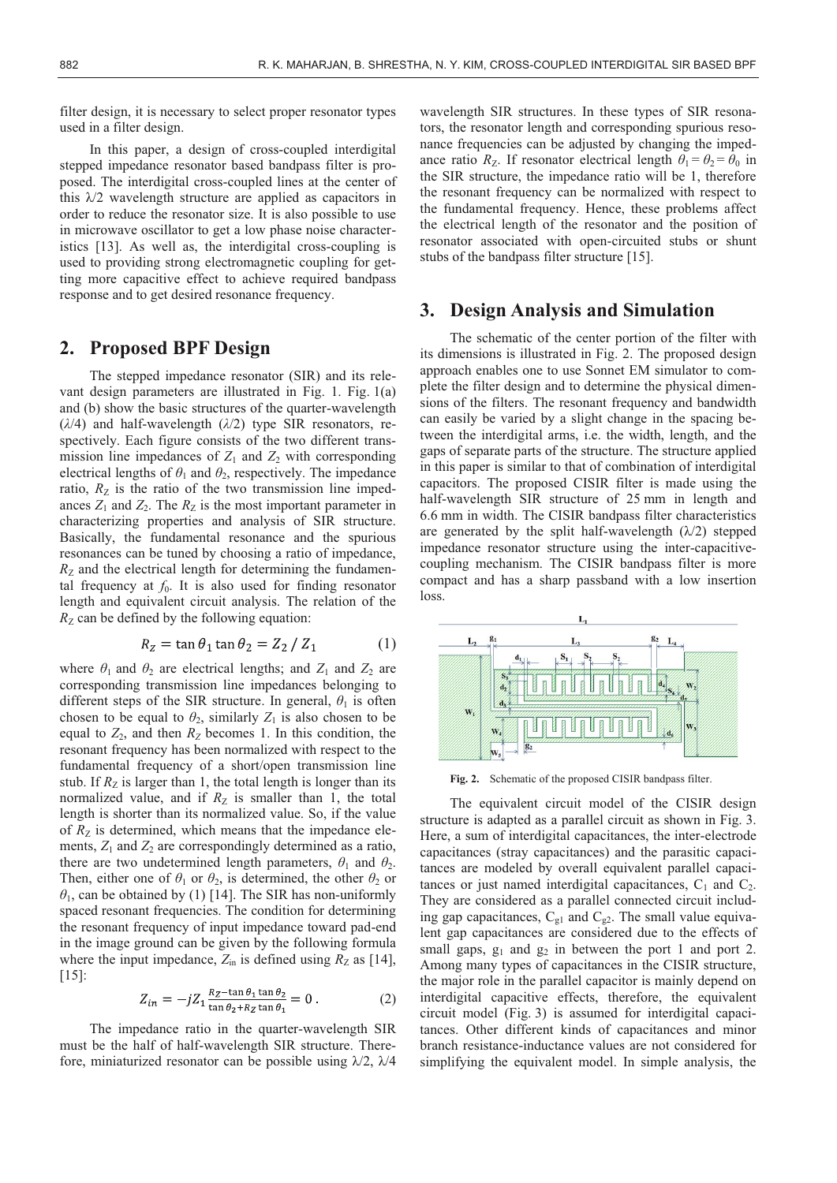filter design, it is necessary to select proper resonator types used in a filter design.

In this paper, a design of cross-coupled interdigital stepped impedance resonator based bandpass filter is proposed. The interdigital cross-coupled lines at the center of this λ/2 wavelength structure are applied as capacitors in order to reduce the resonator size. It is also possible to use in microwave oscillator to get a low phase noise characteristics [13]. As well as, the interdigital cross-coupling is used to providing strong electromagnetic coupling for getting more capacitive effect to achieve required bandpass response and to get desired resonance frequency.

## 2. Proposed BPF Design

The stepped impedance resonator (SIR) and its relevant design parameters are illustrated in Fig. 1. Fig. 1(a) and (b) show the basic structures of the quarter-wavelength (*λ*/4) and half-wavelength (*λ*/2) type SIR resonators, respectively. Each figure consists of the two different transmission line impedances of $Z_1$ and $Z_2$ with corresponding electrical lengths of $\theta_1$ and $\theta_2$, respectively. The impedance ratio, $R_Z$ is the ratio of the two transmission line impedances $Z_1$ and $Z_2$. The $R_Z$ is the most important parameter in characterizing properties and analysis of SIR structure. Basically, the fundamental resonance and the spurious resonances can be tuned by choosing a ratio of impedance, $R_Z$ and the electrical length for determining the fundamental frequency at $f_0$. It is also used for finding resonator length and equivalent circuit analysis. The relation of the $R_Z$ can be defined by the following equation:

$$R_Z = \tan\theta_1 \tan\theta_2 = Z_2 \,/\, Z_1 \tag{1}$$

where $\theta_1$ and $\theta_2$ are electrical lengths; and $Z_1$ and $Z_2$ are corresponding transmission line impedances belonging to different steps of the SIR structure. In general, $\theta_1$ is often chosen to be equal to $\theta_2$, similarly $Z_1$ is also chosen to be equal to $Z_2$, and then $R_Z$ becomes 1. In this condition, the resonant frequency has been normalized with respect to the fundamental frequency of a short/open transmission line stub. If $R_Z$ is larger than 1, the total length is longer than its normalized value, and if $R_Z$ is smaller than 1, the total length is shorter than its normalized value. So, if the value of $R_Z$ is determined, which means that the impedance elements, $Z_1$ and $Z_2$ are correspondingly determined as a ratio, there are two undetermined length parameters, $\theta_1$ and $\theta_2$. Then, either one of $\theta_1$ or $\theta_2$, is determined, the other $\theta_2$ or $\theta_1$, can be obtained by (1) [14]. The SIR has non-uniformly spaced resonant frequencies. The condition for determining the resonant frequency of input impedance toward pad-end in the image ground can be given by the following formula where the input impedance, $Z_{in}$ is defined using $R_Z$ as [14], [15]:

$$Z_{in} = -jZ_1 \frac{R_Z - \tan\theta_1 \tan\theta_2}{\tan\theta_2 + R_Z \tan\theta_1} = 0\,. \tag{2}$$

The impedance ratio in the quarter-wavelength SIR must be the half of half-wavelength SIR structure. Therefore, miniaturized resonator can be possible using λ/2, λ/4 wavelength SIR structures. In these types of SIR resonators, the resonator length and corresponding spurious resonance frequencies can be adjusted by changing the impedance ratio $R_Z$. If resonator electrical length $\theta_1 = \theta_2 = \theta_0$ in the SIR structure, the impedance ratio will be 1, therefore the resonant frequency can be normalized with respect to the fundamental frequency. Hence, these problems affect the electrical length of the resonator and the position of resonator associated with open-circuited stubs or shunt stubs of the bandpass filter structure [15].

## 3. Design Analysis and Simulation

The schematic of the center portion of the filter with its dimensions is illustrated in Fig. 2. The proposed design approach enables one to use Sonnet EM simulator to complete the filter design and to determine the physical dimensions of the filters. The resonant frequency and bandwidth can easily be varied by a slight change in the spacing between the interdigital arms, i.e. the width, length, and the gaps of separate parts of the structure. The structure applied in this paper is similar to that of combination of interdigital capacitors. The proposed CISIR filter is made using the half-wavelength SIR structure of 25 mm in length and 6.6 mm in width. The CISIR bandpass filter characteristics are generated by the split half-wavelength (λ/2) stepped impedance resonator structure using the inter-capacitive-coupling mechanism. The CISIR bandpass filter is more compact and has a sharp passband with a low insertion loss.

**Fig. 2.** Schematic of the proposed CISIR bandpass filter.

The equivalent circuit model of the CISIR design structure is adapted as a parallel circuit as shown in Fig. 3. Here, a sum of interdigital capacitances, the inter-electrode capacitances (stray capacitances) and the parasitic capacitances are modeled by overall equivalent parallel capacitances or just named interdigital capacitances, $C_1$ and $C_2$. They are considered as a parallel connected circuit including gap capacitances, $C_{g1}$ and $C_{g2}$. The small value equivalent gap capacitances are considered due to the effects of small gaps, $g_1$ and $g_2$ in between the port 1 and port 2. Among many types of capacitances in the CISIR structure, the major role in the parallel capacitor is mainly depend on interdigital capacitive effects, therefore, the equivalent circuit model (Fig. 3) is assumed for interdigital capacitances. Other different kinds of capacitances and minor branch resistance-inductance values are not considered for simplifying the equivalent model. In simple analysis, the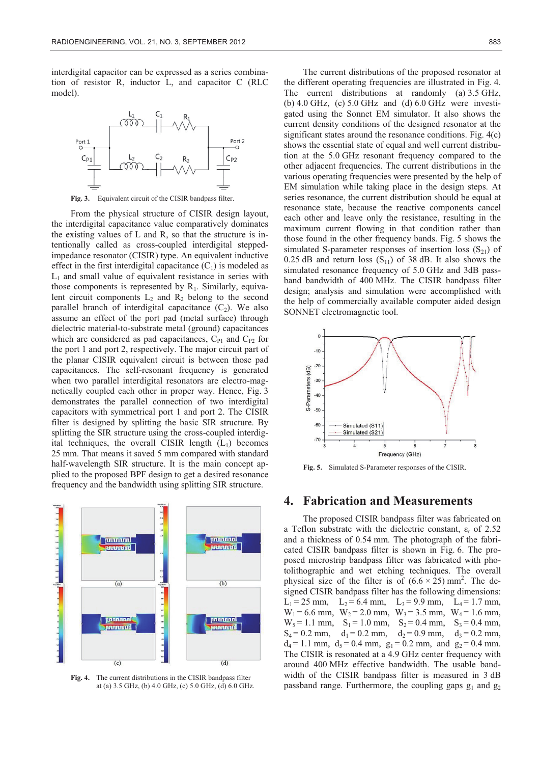interdigital capacitor can be expressed as a series combination of resistor R, inductor L, and capacitor C (RLC model).

Fig. 3. Equivalent circuit of the CISIR bandpass filter.

From the physical structure of CISIR design layout, the interdigital capacitance value comparatively dominates the existing values of L and R, so that the structure is intentionally called as cross-coupled interdigital stepped-impedance resonator (CISIR) type. An equivalent inductive effect in the first interdigital capacitance ($C_1$) is modeled as $L_1$ and small value of equivalent resistance in series with those components is represented by $R_1$. Similarly, equivalent circuit components $L_2$ and $R_2$ belong to the second parallel branch of interdigital capacitance ($C_2$). We also assume an effect of the port pad (metal surface) through dielectric material-to-substrate metal (ground) capacitances which are considered as pad capacitances, $C_{P1}$ and $C_{P2}$ for the port 1 and port 2, respectively. The major circuit part of the planar CISIR equivalent circuit is between those pad capacitances. The self-resonant frequency is generated when two parallel interdigital resonators are electro-magnetically coupled each other in proper way. Hence, Fig. 3 demonstrates the parallel connection of two interdigital capacitors with symmetrical port 1 and port 2. The CISIR filter is designed by splitting the basic SIR structure. By splitting the SIR structure using the cross-coupled interdigital techniques, the overall CISIR length ($L_1$) becomes 25 mm. That means it saved 5 mm compared with standard half-wavelength SIR structure. It is the main concept applied to the proposed BPF design to get a desired resonance frequency and the bandwidth using splitting SIR structure.

Fig. 4. The current distributions in the CISIR bandpass filter at (a) 3.5 GHz, (b) 4.0 GHz, (c) 5.0 GHz, (d) 6.0 GHz.

The current distributions of the proposed resonator at the different operating frequencies are illustrated in Fig. 4. The current distributions at randomly (a) 3.5 GHz, (b) 4.0 GHz, (c) 5.0 GHz and (d) 6.0 GHz were investigated using the Sonnet EM simulator. It also shows the current density conditions of the designed resonator at the significant states around the resonance conditions. Fig. 4(c) shows the essential state of equal and well current distribution at the 5.0 GHz resonant frequency compared to the other adjacent frequencies. The current distributions in the various operating frequencies were presented by the help of EM simulation while taking place in the design steps. At series resonance, the current distribution should be equal at resonance state, because the reactive components cancel each other and leave only the resistance, resulting in the maximum current flowing in that condition rather than those found in the other frequency bands. Fig. 5 shows the simulated S-parameter responses of insertion loss ($S_{21}$) of 0.25 dB and return loss ($S_{11}$) of 38 dB. It also shows the simulated resonance frequency of 5.0 GHz and 3dB passband bandwidth of 400 MHz. The CISIR bandpass filter design; analysis and simulation were accomplished with the help of commercially available computer aided design SONNET electromagnetic tool.

Fig. 5. Simulated S-Parameter responses of the CISIR.

## 4. Fabrication and Measurements

The proposed CISIR bandpass filter was fabricated on a Teflon substrate with the dielectric constant, $\varepsilon_r$ of 2.52 and a thickness of 0.54 mm. The photograph of the fabricated CISIR bandpass filter is shown in Fig. 6. The proposed microstrip bandpass filter was fabricated with photolithographic and wet etching techniques. The overall physical size of the filter is of $(6.6 \times 25)$ mm$^2$. The designed CISIR bandpass filter has the following dimensions: $L_1 = 25$ mm, $L_2 = 6.4$ mm, $L_3 = 9.9$ mm, $L_4 = 1.7$ mm, $W_1 = 6.6$ mm, $W_2 = 2.0$ mm, $W_3 = 3.5$ mm, $W_4 = 1.6$ mm, $W_5 = 1.1$ mm, $S_1 = 1.0$ mm, $S_2 = 0.4$ mm, $S_3 = 0.4$ mm, $S_4 = 0.2$ mm, $d_1 = 0.2$ mm, $d_2 = 0.9$ mm, $d_3 = 0.2$ mm, $d_4 = 1.1$ mm, $d_5 = 0.4$ mm, $g_1 = 0.2$ mm, and $g_2 = 0.4$ mm. The CISIR is resonated at a 4.9 GHz center frequency with around 400 MHz effective bandwidth. The usable bandwidth of the CISIR bandpass filter is measured in 3 dB passband range. Furthermore, the coupling gaps $g_1$ and $g_2$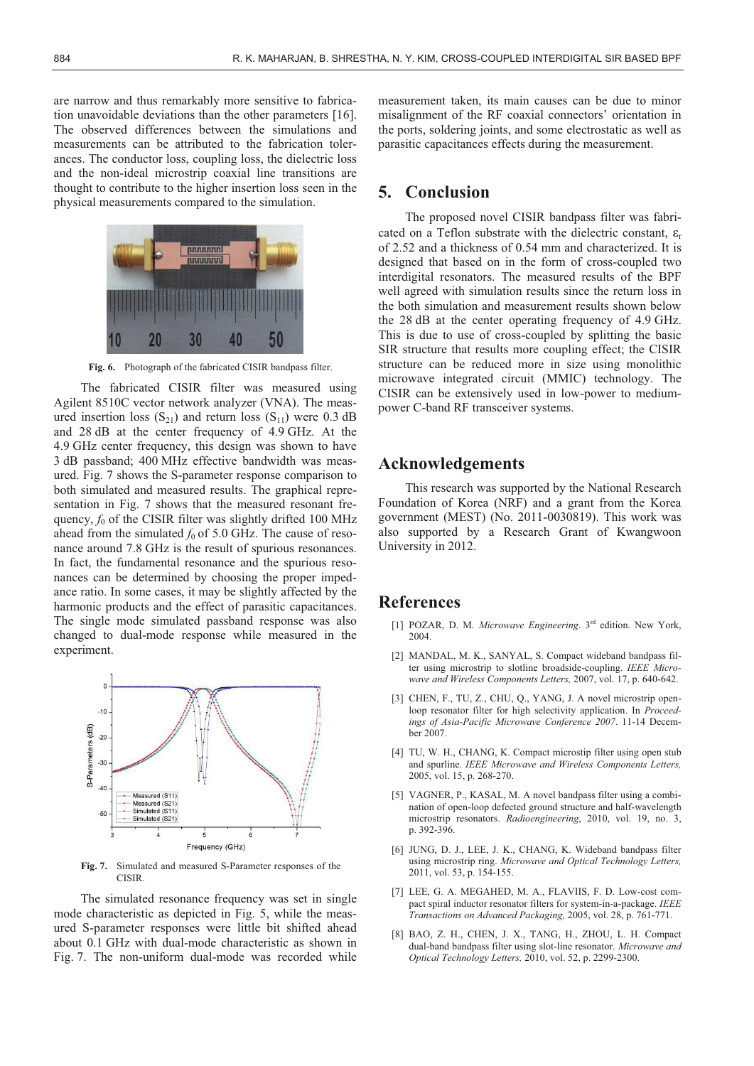are narrow and thus remarkably more sensitive to fabrication unavoidable deviations than the other parameters [16]. The observed differences between the simulations and measurements can be attributed to the fabrication tolerances. The conductor loss, coupling loss, the dielectric loss and the non-ideal microstrip coaxial line transitions are thought to contribute to the higher insertion loss seen in the physical measurements compared to the simulation.

**Fig. 6.** Photograph of the fabricated CISIR bandpass filter.

The fabricated CISIR filter was measured using Agilent 8510C vector network analyzer (VNA). The measured insertion loss ($S_{21}$) and return loss ($S_{11}$) were 0.3 dB and 28 dB at the center frequency of 4.9 GHz. At the 4.9 GHz center frequency, this design was shown to have 3 dB passband; 400 MHz effective bandwidth was measured. Fig. 7 shows the S-parameter response comparison to both simulated and measured results. The graphical representation in Fig. 7 shows that the measured resonant frequency, $f_0$ of the CISIR filter was slightly drifted 100 MHz ahead from the simulated $f_0$ of 5.0 GHz. The cause of resonance around 7.8 GHz is the result of spurious resonances. In fact, the fundamental resonance and the spurious resonances can be determined by choosing the proper impedance ratio. In some cases, it may be slightly affected by the harmonic products and the effect of parasitic capacitances. The single mode simulated passband response was also changed to dual-mode response while measured in the experiment.

**Fig. 7.** Simulated and measured S-Parameter responses of the CISIR.

The simulated resonance frequency was set in single mode characteristic as depicted in Fig. 5, while the measured S-parameter responses were little bit shifted ahead about 0.1 GHz with dual-mode characteristic as shown in Fig. 7. The non-uniform dual-mode was recorded while measurement taken, its main causes can be due to minor misalignment of the RF coaxial connectors' orientation in the ports, soldering joints, and some electrostatic as well as parasitic capacitances effects during the measurement.

## 5. Conclusion

The proposed novel CISIR bandpass filter was fabricated on a Teflon substrate with the dielectric constant, $\varepsilon_r$ of 2.52 and a thickness of 0.54 mm and characterized. It is designed that based on in the form of cross-coupled two interdigital resonators. The measured results of the BPF well agreed with simulation results since the return loss in the both simulation and measurement results shown below the 28 dB at the center operating frequency of 4.9 GHz. This is due to use of cross-coupled by splitting the basic SIR structure that results more coupling effect; the CISIR structure can be reduced more in size using monolithic microwave integrated circuit (MMIC) technology. The CISIR can be extensively used in low-power to medium-power C-band RF transceiver systems.

## Acknowledgements

This research was supported by the National Research Foundation of Korea (NRF) and a grant from the Korea government (MEST) (No. 2011-0030819). This work was also supported by a Research Grant of Kwangwoon University in 2012.

## References

[1] POZAR, D. M. *Microwave Engineering*. 3rd edition. New York, 2004.

[2] MANDAL, M. K., SANYAL, S. Compact wideband bandpass filter using microstrip to slotline broadside-coupling. *IEEE Microwave and Wireless Components Letters,* 2007, vol. 17, p. 640-642.

[3] CHEN, F., TU, Z., CHU, Q., YANG, J. A novel microstrip open-loop resonator filter for high selectivity application. In *Proceedings of Asia-Pacific Microwave Conference 2007*. 11-14 December 2007.

[4] TU, W. H., CHANG, K. Compact microstip filter using open stub and spurline. *IEEE Microwave and Wireless Components Letters,* 2005, vol. 15, p. 268-270.

[5] VAGNER, P., KASAL, M. A novel bandpass filter using a combination of open-loop defected ground structure and half-wavelength microstrip resonators. *Radioengineering*, 2010, vol. 19, no. 3, p. 392-396.

[6] JUNG, D. J., LEE, J. K., CHANG, K. Wideband bandpass filter using microstrip ring. *Microwave and Optical Technology Letters,* 2011, vol. 53, p. 154-155.

[7] LEE, G. A. MEGAHED, M. A., FLAVIIS, F. D. Low-cost compact spiral inductor resonator filters for system-in-a-package. *IEEE Transactions on Advanced Packaging,* 2005, vol. 28, p. 761-771.

[8] BAO, Z. H., CHEN, J. X., TANG, H., ZHOU, L. H. Compact dual-band bandpass filter using slot-line resonator. *Microwave and Optical Technology Letters,* 2010, vol. 52, p. 2299-2300.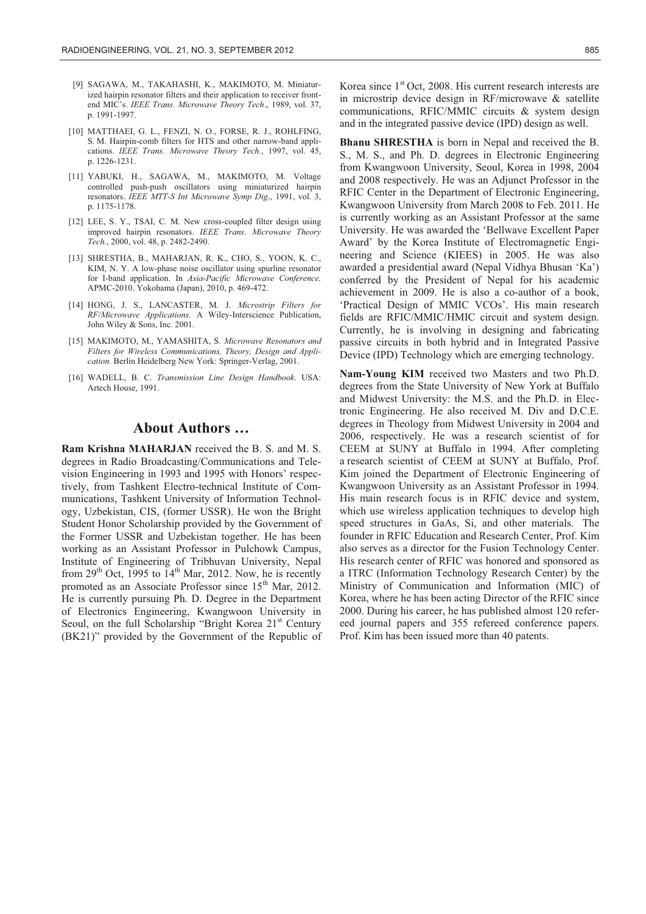[9] SAGAWA, M., TAKAHASHI, K., MAKIMOTO, M. Miniaturized hairpin resonator filters and their application to receiver front-end MIC's. *IEEE Trans. Microwave Theory Tech*., 1989, vol. 37, p. 1991-1997.

[10] MATTHAEI, G. L., FENZI, N. O., FORSE, R. J., ROHLFING, S. M. Hairpin-comb filters for HTS and other narrow-band applications. *IEEE Trans. Microwave Theory Tech.*, 1997, vol. 45, p. 1226-1231.

[11] YABUKI, H., SAGAWA, M., MAKIMOTO, M. Voltage controlled push-push oscillators using miniaturized hairpin resonators. *IEEE MTT-S Int Microwave Symp Dig*., 1991, vol. 3, p. 1175-1178.

[12] LEE, S. Y., TSAI, C. M. New cross-coupled filter design using improved hairpin resonators. *IEEE Trans. Microwave Theory Tech.*, 2000, vol. 48, p. 2482-2490.

[13] SHRESTHA, B., MAHARJAN, R. K., CHO, S., YOON, K. C., KIM, N. Y. A low-phase noise oscillator using spurline resonator for I-band application. In *Asia-Pacific Microwave Conference,* APMC-2010. Yokohama (Japan), 2010, p. 469-472.

[14] HONG, J. S., LANCASTER, M. J. *Microstrip Filters for RF/Microwave Applications.* A Wiley-Interscience Publication, John Wiley & Sons, Inc. 2001.

[15] MAKIMOTO, M., YAMASHITA, S. *Microwave Resonators and Filters for Wireless Communications, Theory, Design and Application.* Berlin Heidelberg New York: Springer-Verlag, 2001.

[16] WADELL, B. C. *Transmission Line Design Handbook*. USA: Artech House, 1991.

## About Authors …

**Ram Krishna MAHARJAN** received the B. S. and M. S. degrees in Radio Broadcasting/Communications and Television Engineering in 1993 and 1995 with Honors' respectively, from Tashkent Electro-technical Institute of Communications, Tashkent University of Information Technology, Uzbekistan, CIS, (former USSR). He won the Bright Student Honor Scholarship provided by the Government of the Former USSR and Uzbekistan together. He has been working as an Assistant Professor in Pulchowk Campus, Institute of Engineering of Tribhuvan University, Nepal from 29th Oct, 1995 to 14th Mar, 2012. Now, he is recently promoted as an Associate Professor since 15th Mar, 2012. He is currently pursuing Ph. D. Degree in the Department of Electronics Engineering, Kwangwoon University in Seoul, on the full Scholarship "Bright Korea 21st Century (BK21)" provided by the Government of the Republic of Korea since 1st Oct, 2008. His current research interests are in microstrip device design in RF/microwave & satellite communications, RFIC/MMIC circuits & system design and in the integrated passive device (IPD) design as well.

**Bhanu SHRESTHA** is born in Nepal and received the B. S., M. S., and Ph. D. degrees in Electronic Engineering from Kwangwoon University, Seoul, Korea in 1998, 2004 and 2008 respectively. He was an Adjunct Professor in the RFIC Center in the Department of Electronic Engineering, Kwangwoon University from March 2008 to Feb. 2011. He is currently working as an Assistant Professor at the same University. He was awarded the 'Bellwave Excellent Paper Award' by the Korea Institute of Electromagnetic Engineering and Science (KIEES) in 2005. He was also awarded a presidential award (Nepal Vidhya Bhusan 'Ka') conferred by the President of Nepal for his academic achievement in 2009. He is also a co-author of a book, 'Practical Design of MMIC VCOs'. His main research fields are RFIC/MMIC/HMIC circuit and system design. Currently, he is involving in designing and fabricating passive circuits in both hybrid and in Integrated Passive Device (IPD) Technology which are emerging technology.

**Nam-Young KIM** received two Masters and two Ph.D. degrees from the State University of New York at Buffalo and Midwest University: the M.S. and the Ph.D. in Electronic Engineering. He also received M. Div and D.C.E. degrees in Theology from Midwest University in 2004 and 2006, respectively. He was a research scientist of for CEEM at SUNY at Buffalo in 1994. After completing a research scientist of CEEM at SUNY at Buffalo, Prof. Kim joined the Department of Electronic Engineering of Kwangwoon University as an Assistant Professor in 1994. His main research focus is in RFIC device and system, which use wireless application techniques to develop high speed structures in GaAs, Si, and other materials. The founder in RFIC Education and Research Center, Prof. Kim also serves as a director for the Fusion Technology Center. His research center of RFIC was honored and sponsored as a ITRC (Information Technology Research Center) by the Ministry of Communication and Information (MIC) of Korea, where he has been acting Director of the RFIC since 2000. During his career, he has published almost 120 refereed journal papers and 355 refereed conference papers. Prof. Kim has been issued more than 40 patents.